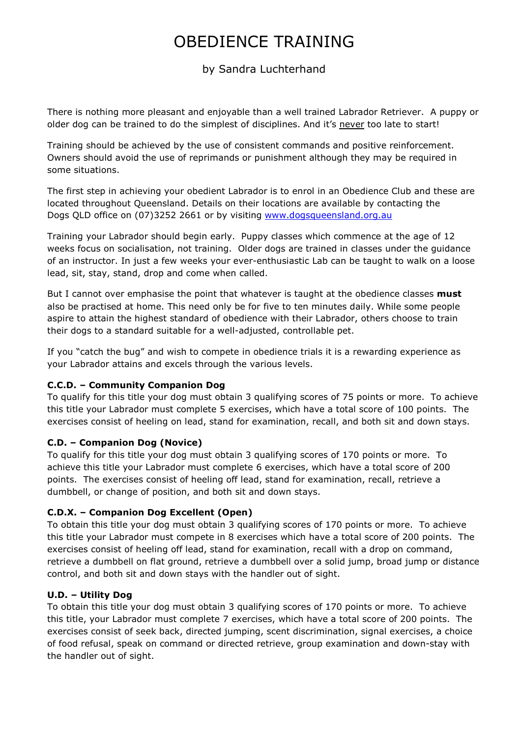# OBEDIENCE TRAINING

by Sandra Luchterhand

There is nothing more pleasant and enjoyable than a well trained Labrador Retriever. A puppy or older dog can be trained to do the simplest of disciplines. And it's <u>never</u> too late to start!

Training should be achieved by the use of consistent commands and positive reinforcement. Owners should avoid the use of reprimands or punishment although they may be required in some situations.

The first step in achieving your obedient Labrador is to enrol in an Obedience Club and these are located throughout Queensland. Details on their locations are available by contacting the Dogs QLD office on (07)3252 2661 or by visiting [www.dogsqueensland.org.au](http://www.dogsqueensland.org.au)

Training your Labrador should begin early. Puppy classes which commence at the age of 12 weeks focus on socialisation, not training. Older dogs are trained in classes under the guidance of an instructor. In just a few weeks your ever-enthusiastic Lab can be taught to walk on a loose lead, sit, stay, stand, drop and come when called.

But I cannot over emphasise the point that whatever is taught at the obedience classes **must** also be practised at home. This need only be for five to ten minutes daily. While some people aspire to attain the highest standard of obedience with their Labrador, others choose to train their dogs to a standard suitable for a well-adjusted, controllable pet.

If you "catch the bug" and wish to compete in obedience trials it is a rewarding experience as your Labrador attains and excels through the various levels.

**C.C.D. – Community Companion Dog**
To qualify for this title your dog must obtain 3 qualifying scores of 75 points or more. To achieve this title your Labrador must complete 5 exercises, which have a total score of 100 points. The exercises consist of heeling on lead, stand for examination, recall, and both sit and down stays.

**C.D. – Companion Dog (Novice)**
To qualify for this title your dog must obtain 3 qualifying scores of 170 points or more. To achieve this title your Labrador must complete 6 exercises, which have a total score of 200 points. The exercises consist of heeling off lead, stand for examination, recall, retrieve a dumbbell, or change of position, and both sit and down stays.

**C.D.X. – Companion Dog Excellent (Open)**
To obtain this title your dog must obtain 3 qualifying scores of 170 points or more. To achieve this title your Labrador must compete in 8 exercises which have a total score of 200 points. The exercises consist of heeling off lead, stand for examination, recall with a drop on command, retrieve a dumbbell on flat ground, retrieve a dumbbell over a solid jump, broad jump or distance control, and both sit and down stays with the handler out of sight.

**U.D. – Utility Dog**
To obtain this title your dog must obtain 3 qualifying scores of 170 points or more. To achieve this title, your Labrador must complete 7 exercises, which have a total score of 200 points. The exercises consist of seek back, directed jumping, scent discrimination, signal exercises, a choice of food refusal, speak on command or directed retrieve, group examination and down-stay with the handler out of sight.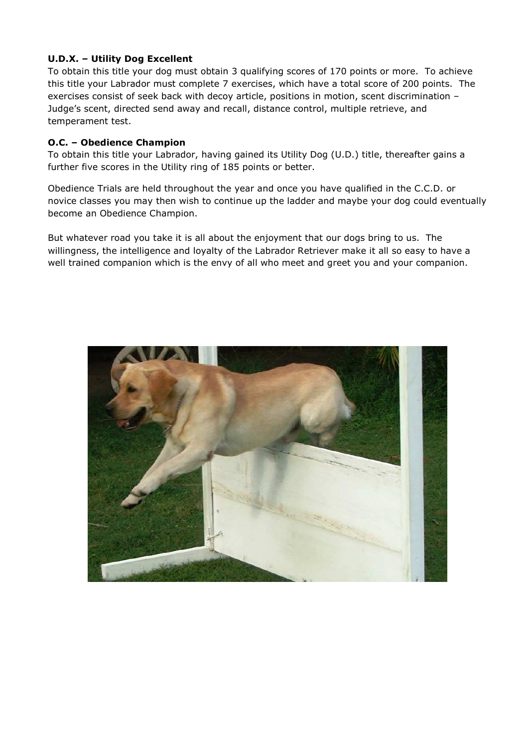**U.D.X. – Utility Dog Excellent**

To obtain this title your dog must obtain 3 qualifying scores of 170 points or more. To achieve this title your Labrador must complete 7 exercises, which have a total score of 200 points. The exercises consist of seek back with decoy article, positions in motion, scent discrimination – Judge's scent, directed send away and recall, distance control, multiple retrieve, and temperament test.

**O.C. – Obedience Champion**

To obtain this title your Labrador, having gained its Utility Dog (U.D.) title, thereafter gains a further five scores in the Utility ring of 185 points or better.

Obedience Trials are held throughout the year and once you have qualified in the C.C.D. or novice classes you may then wish to continue up the ladder and maybe your dog could eventually become an Obedience Champion.

But whatever road you take it is all about the enjoyment that our dogs bring to us. The willingness, the intelligence and loyalty of the Labrador Retriever make it all so easy to have a well trained companion which is the envy of all who meet and greet you and your companion.